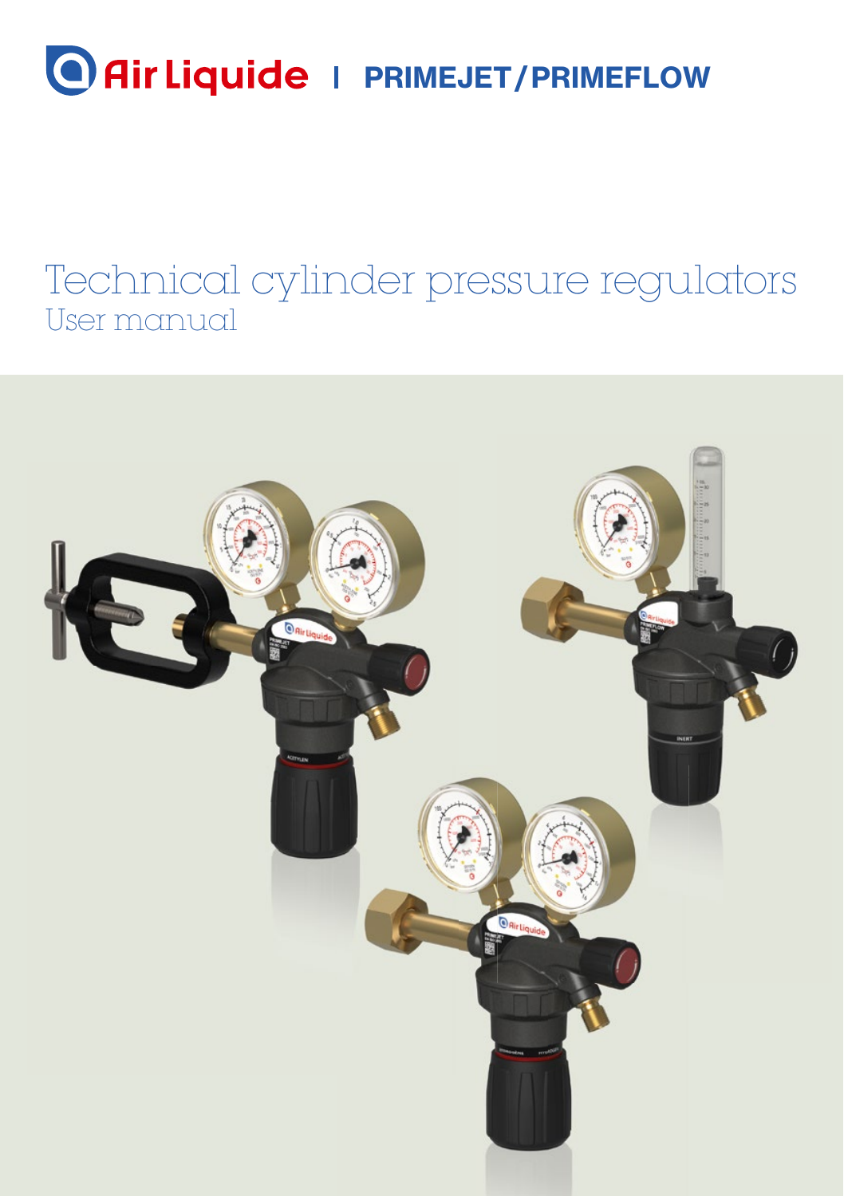Air Liquide | PRIMEJET / PRIMEFLOW

# Technical cylinder pressure regulators

## User manual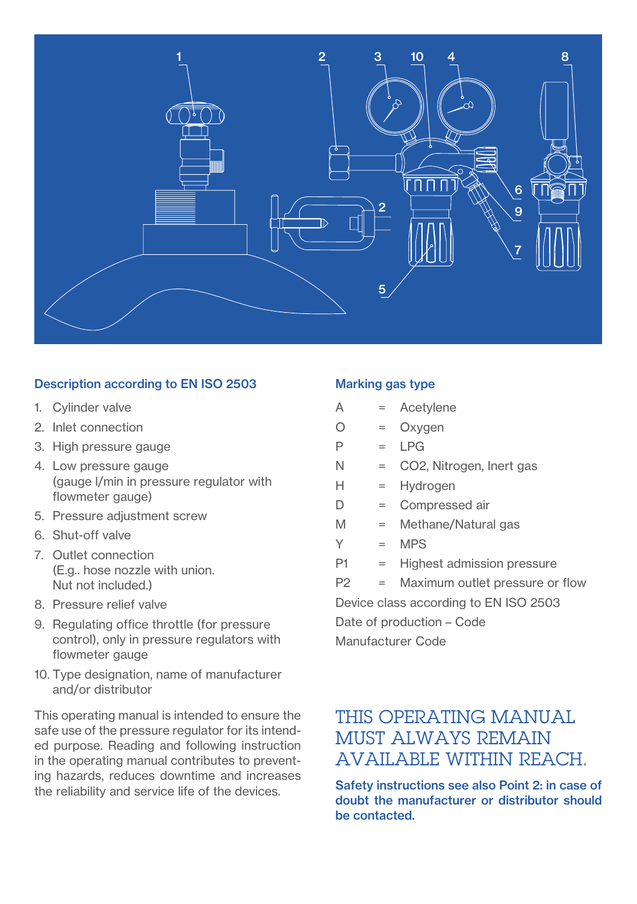## Description according to EN ISO 2503

1. Cylinder valve
2. Inlet connection
3. High pressure gauge
4. Low pressure gauge (gauge l/min in pressure regulator with flowmeter gauge)
5. Pressure adjustment screw
6. Shut-off valve
7. Outlet connection (E.g.. hose nozzle with union. Nut not included.)
8. Pressure relief valve
9. Regulating office throttle (for pressure control), only in pressure regulators with flowmeter gauge
10. Type designation, name of manufacturer and/or distributor

This operating manual is intended to ensure the safe use of the pressure regulator for its intended purpose. Reading and following instruction in the operating manual contributes to preventing hazards, reduces downtime and increases the reliability and service life of the devices.

## Marking gas type

| | | |
|---|---|---|
| A | = | Acetylene |
| O | = | Oxygen |
| P | = | LPG |
| N | = | CO2, Nitrogen, Inert gas |
| H | = | Hydrogen |
| D | = | Compressed air |
| M | = | Methane/Natural gas |
| Y | = | MPS |
| P1 | = | Highest admission pressure |
| P2 | = | Maximum outlet pressure or flow |

Device class according to EN ISO 2503

Date of production – Code

Manufacturer Code

## THIS OPERATING MANUAL MUST ALWAYS REMAIN AVAILABLE WITHIN REACH.

**Safety instructions see also Point 2: in case of doubt the manufacturer or distributor should be contacted.**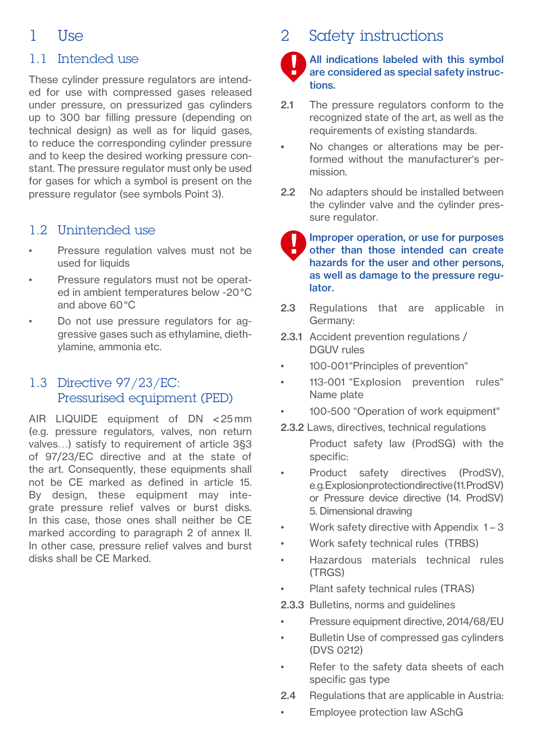# 1 Use

## 1.1 Intended use

These cylinder pressure regulators are intended for use with compressed gases released under pressure, on pressurized gas cylinders up to 300 bar filling pressure (depending on technical design) as well as for liquid gases, to reduce the corresponding cylinder pressure and to keep the desired working pressure constant. The pressure regulator must only be used for gases for which a symbol is present on the pressure regulator (see symbols Point 3).

## 1.2 Unintended use

- Pressure regulation valves must not be used for liquids
- Pressure regulators must not be operated in ambient temperatures below -20 °C and above 60 °C
- Do not use pressure regulators for aggressive gases such as ethylamine, diethylamine, ammonia etc.

## 1.3 Directive 97/23/EC: Pressurised equipment (PED)

AIR LIQUIDE equipment of DN < 25 mm (e.g. pressure regulators, valves, non return valves…) satisfy to requirement of article 3§3 of 97/23/EC directive and at the state of the art. Consequently, these equipments shall not be CE marked as defined in article 15. By design, these equipment may integrate pressure relief valves or burst disks. In this case, those ones shall neither be CE marked according to paragraph 2 of annex II. In other case, pressure relief valves and burst disks shall be CE Marked.

# 2 Safety instructions

**All indications labeled with this symbol are considered as special safety instructions.**

**2.1** The pressure regulators conform to the recognized state of the art, as well as the requirements of existing standards.

- No changes or alterations may be performed without the manufacturer's permission.

**2.2** No adapters should be installed between the cylinder valve and the cylinder pressure regulator.

**Improper operation, or use for purposes other than those intended can create hazards for the user and other persons, as well as damage to the pressure regulator.**

**2.3** Regulations that are applicable in Germany:

**2.3.1** Accident prevention regulations / DGUV rules

- 100-001“Principles of prevention“
- 113-001 “Explosion prevention rules“ Name plate
- 100-500 “Operation of work equipment“

**2.3.2** Laws, directives, technical regulations

Product safety law (ProdSG) with the specific:

- Product safety directives (ProdSV), e.g.Explosionprotectiondirective(11.ProdSV) or Pressure device directive (14. ProdSV) 5. Dimensional drawing
- Work safety directive with Appendix 1 – 3
- Work safety technical rules (TRBS)
- Hazardous materials technical rules (TRGS)
- Plant safety technical rules (TRAS)

**2.3.3** Bulletins, norms and guidelines

- Pressure equipment directive, 2014/68/EU
- Bulletin Use of compressed gas cylinders (DVS 0212)
- Refer to the safety data sheets of each specific gas type

**2.4** Regulations that are applicable in Austria:

- Employee protection law ASchG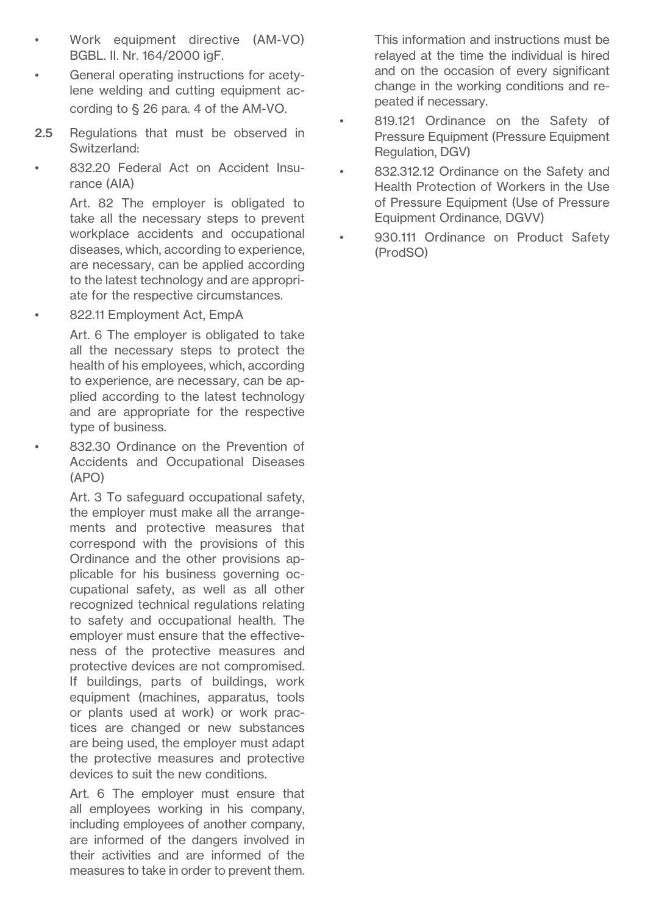- Work equipment directive (AM-VO) BGBL. II. Nr. 164/2000 igF.
- General operating instructions for acetylene welding and cutting equipment according to § 26 para. 4 of the AM-VO.

**2.5** Regulations that must be observed in Switzerland:

- 832.20 Federal Act on Accident Insurance (AIA)

  Art. 82 The employer is obligated to take all the necessary steps to prevent workplace accidents and occupational diseases, which, according to experience, are necessary, can be applied according to the latest technology and are appropriate for the respective circumstances.

- 822.11 Employment Act, EmpA

  Art. 6 The employer is obligated to take all the necessary steps to protect the health of his employees, which, according to experience, are necessary, can be applied according to the latest technology and are appropriate for the respective type of business.

- 832.30 Ordinance on the Prevention of Accidents and Occupational Diseases (APO)

  Art. 3 To safeguard occupational safety, the employer must make all the arrangements and protective measures that correspond with the provisions of this Ordinance and the other provisions applicable for his business governing occupational safety, as well as all other recognized technical regulations relating to safety and occupational health. The employer must ensure that the effectiveness of the protective measures and protective devices are not compromised. If buildings, parts of buildings, work equipment (machines, apparatus, tools or plants used at work) or work practices are changed or new substances are being used, the employer must adapt the protective measures and protective devices to suit the new conditions.

  Art. 6 The employer must ensure that all employees working in his company, including employees of another company, are informed of the dangers involved in their activities and are informed of the measures to take in order to prevent them. This information and instructions must be relayed at the time the individual is hired and on the occasion of every significant change in the working conditions and repeated if necessary.

- 819.121 Ordinance on the Safety of Pressure Equipment (Pressure Equipment Regulation, DGV)
- 832.312.12 Ordinance on the Safety and Health Protection of Workers in the Use of Pressure Equipment (Use of Pressure Equipment Ordinance, DGVV)
- 930.111 Ordinance on Product Safety (ProdSO)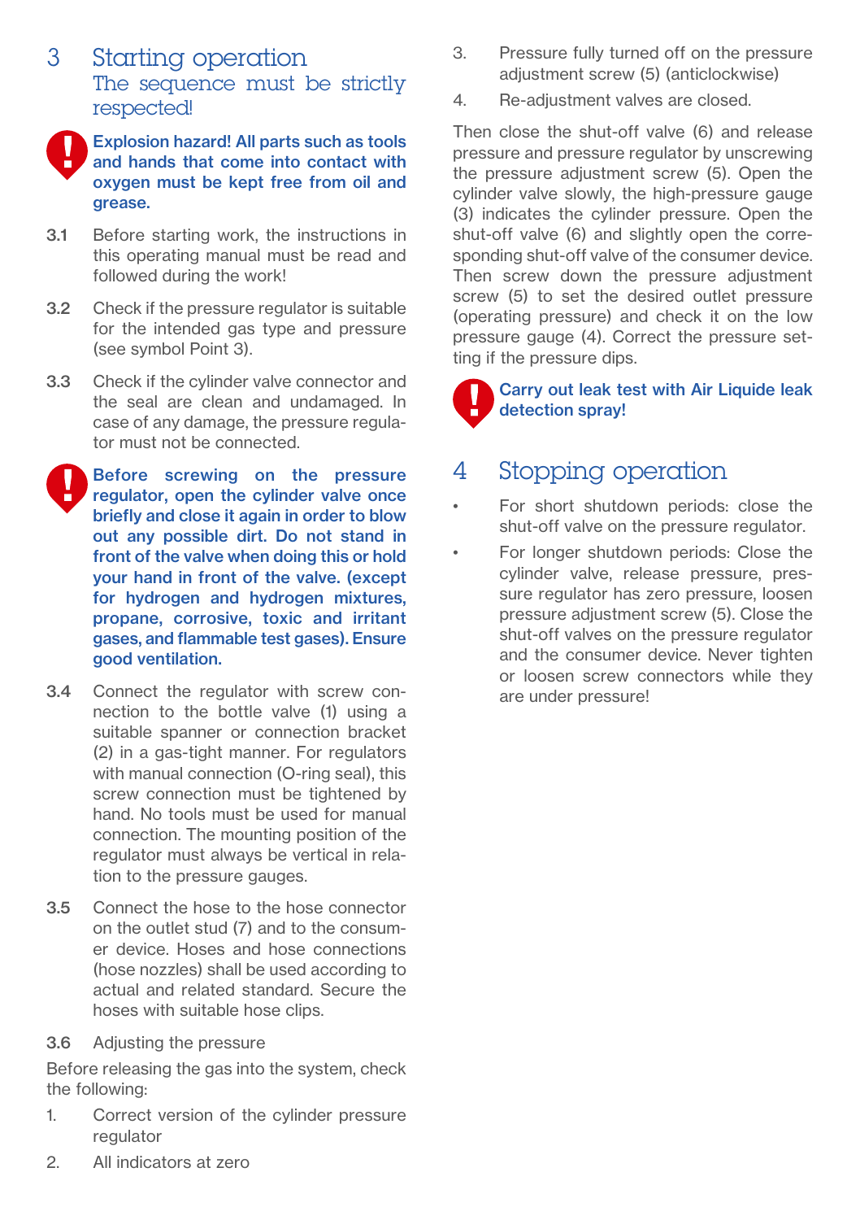# 3 Starting operation

## The sequence must be strictly respected!

**Explosion hazard! All parts such as tools and hands that come into contact with oxygen must be kept free from oil and grease.**

3.1 Before starting work, the instructions in this operating manual must be read and followed during the work!

3.2 Check if the pressure regulator is suitable for the intended gas type and pressure (see symbol Point 3).

3.3 Check if the cylinder valve connector and the seal are clean and undamaged. In case of any damage, the pressure regulator must not be connected.

**Before screwing on the pressure regulator, open the cylinder valve once briefly and close it again in order to blow out any possible dirt. Do not stand in front of the valve when doing this or hold your hand in front of the valve. (except for hydrogen and hydrogen mixtures, propane, corrosive, toxic and irritant gases, and flammable test gases). Ensure good ventilation.**

3.4 Connect the regulator with screw connection to the bottle valve (1) using a suitable spanner or connection bracket (2) in a gas-tight manner. For regulators with manual connection (O-ring seal), this screw connection must be tightened by hand. No tools must be used for manual connection. The mounting position of the regulator must always be vertical in relation to the pressure gauges.

3.5 Connect the hose to the hose connector on the outlet stud (7) and to the consumer device. Hoses and hose connections (hose nozzles) shall be used according to actual and related standard. Secure the hoses with suitable hose clips.

3.6 Adjusting the pressure

Before releasing the gas into the system, check the following:

1. Correct version of the cylinder pressure regulator
2. All indicators at zero
3. Pressure fully turned off on the pressure adjustment screw (5) (anticlockwise)
4. Re-adjustment valves are closed.

Then close the shut-off valve (6) and release pressure and pressure regulator by unscrewing the pressure adjustment screw (5). Open the cylinder valve slowly, the high-pressure gauge (3) indicates the cylinder pressure. Open the shut-off valve (6) and slightly open the corresponding shut-off valve of the consumer device. Then screw down the pressure adjustment screw (5) to set the desired outlet pressure (operating pressure) and check it on the low pressure gauge (4). Correct the pressure setting if the pressure dips.

**Carry out leak test with Air Liquide leak detection spray!**

# 4 Stopping operation

- For short shutdown periods: close the shut-off valve on the pressure regulator.
- For longer shutdown periods: Close the cylinder valve, release pressure, pressure regulator has zero pressure, loosen pressure adjustment screw (5). Close the shut-off valves on the pressure regulator and the consumer device. Never tighten or loosen screw connectors while they are under pressure!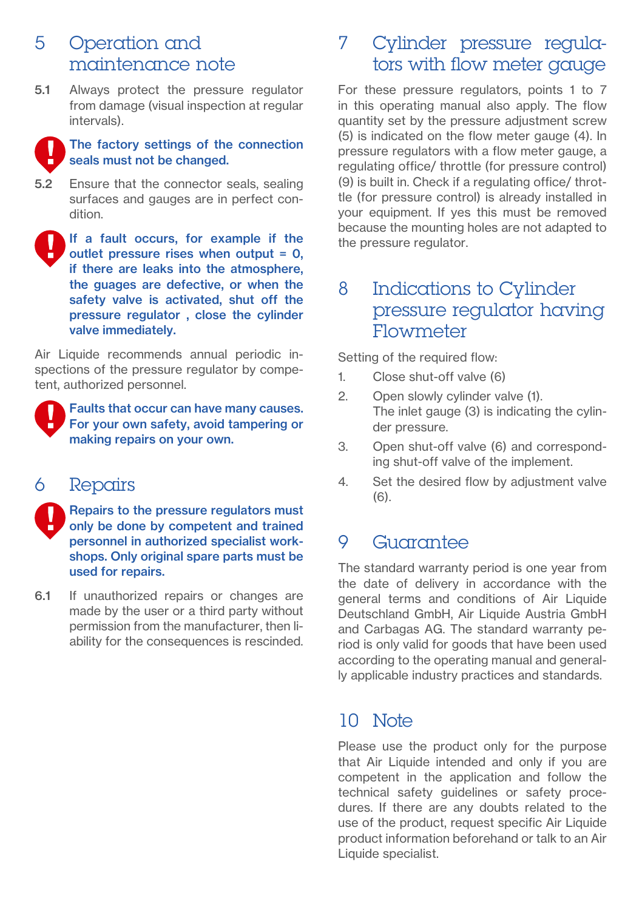## 5 Operation and maintenance note

**5.1** Always protect the pressure regulator from damage (visual inspection at regular intervals).

**The factory settings of the connection seals must not be changed.**

**5.2** Ensure that the connector seals, sealing surfaces and gauges are in perfect condition.

**If a fault occurs, for example if the outlet pressure rises when output = 0, if there are leaks into the atmosphere, the guages are defective, or when the safety valve is activated, shut off the pressure regulator , close the cylinder valve immediately.**

Air Liquide recommends annual periodic inspections of the pressure regulator by competent, authorized personnel.

**Faults that occur can have many causes. For your own safety, avoid tampering or making repairs on your own.**

## 6 Repairs

**Repairs to the pressure regulators must only be done by competent and trained personnel in authorized specialist workshops. Only original spare parts must be used for repairs.**

**6.1** If unauthorized repairs or changes are made by the user or a third party without permission from the manufacturer, then liability for the consequences is rescinded.

## 7 Cylinder pressure regulators with flow meter gauge

For these pressure regulators, points 1 to 7 in this operating manual also apply. The flow quantity set by the pressure adjustment screw (5) is indicated on the flow meter gauge (4). In pressure regulators with a flow meter gauge, a regulating office/ throttle (for pressure control) (9) is built in. Check if a regulating office/ throttle (for pressure control) is already installed in your equipment. If yes this must be removed because the mounting holes are not adapted to the pressure regulator.

## 8 Indications to Cylinder pressure regulator having Flowmeter

Setting of the required flow:

1. Close shut-off valve (6)
2. Open slowly cylinder valve (1).
   The inlet gauge (3) is indicating the cylinder pressure.
3. Open shut-off valve (6) and corresponding shut-off valve of the implement.
4. Set the desired flow by adjustment valve (6).

## 9 Guarantee

The standard warranty period is one year from the date of delivery in accordance with the general terms and conditions of Air Liquide Deutschland GmbH, Air Liquide Austria GmbH and Carbagas AG. The standard warranty period is only valid for goods that have been used according to the operating manual and generally applicable industry practices and standards.

## 10 Note

Please use the product only for the purpose that Air Liquide intended and only if you are competent in the application and follow the technical safety guidelines or safety procedures. If there are any doubts related to the use of the product, request specific Air Liquide product information beforehand or talk to an Air Liquide specialist.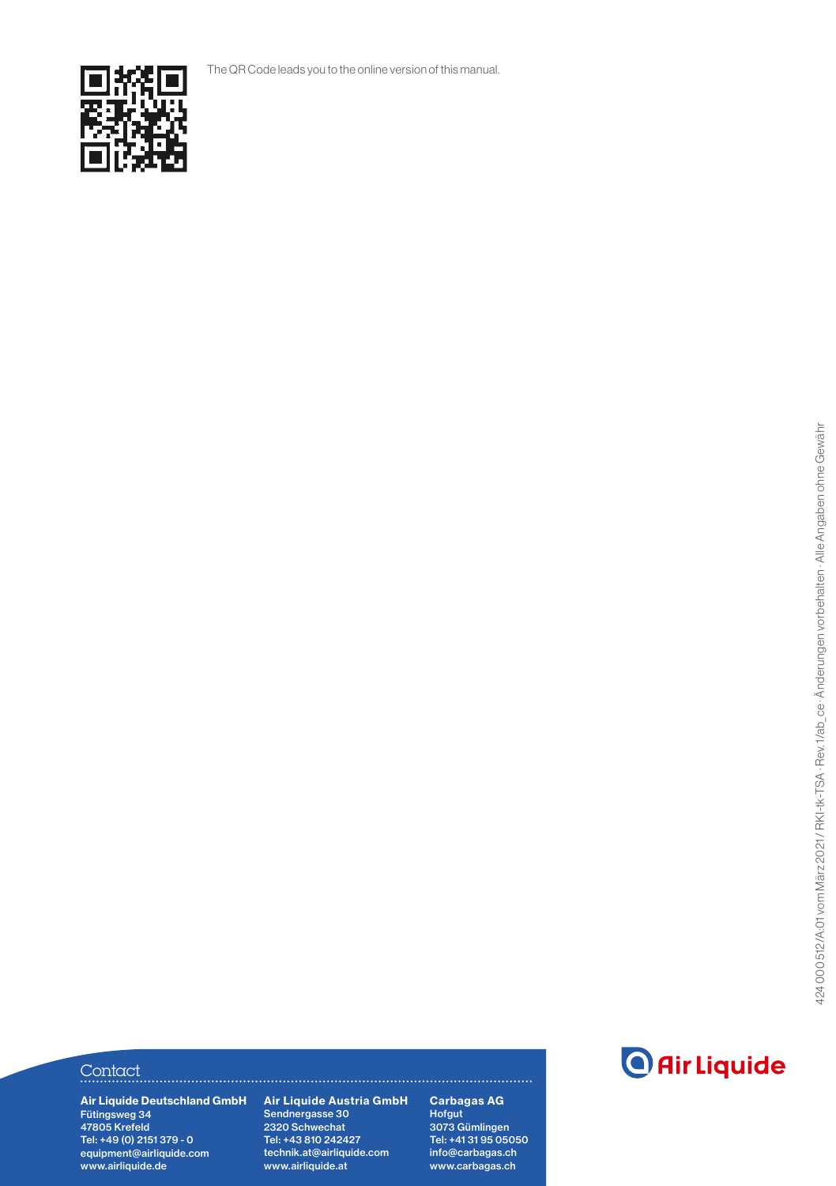The QR Code leads you to the online version of this manual.

424 000 512/A.01 vom März 2021 / RKI-tk-TSA · Rev. 1/ab_ce · Änderungen vorbehalten · Alle Angaben ohne Gewähr

## Contact

**Air Liquide Deutschland GmbH**
Fütingsweg 34
47805 Krefeld
Tel: +49 (0) 2151 379 - 0
equipment@airliquide.com
www.airliquide.de

**Air Liquide Austria GmbH**
Sendnergasse 30
2320 Schwechat
Tel: +43 810 242427
technik.at@airliquide.com
www.airliquide.at

**Carbagas AG**
Hofgut
3073 Gümlingen
Tel: +41 31 95 05050
info@carbagas.ch
www.carbagas.ch

Air Liquide